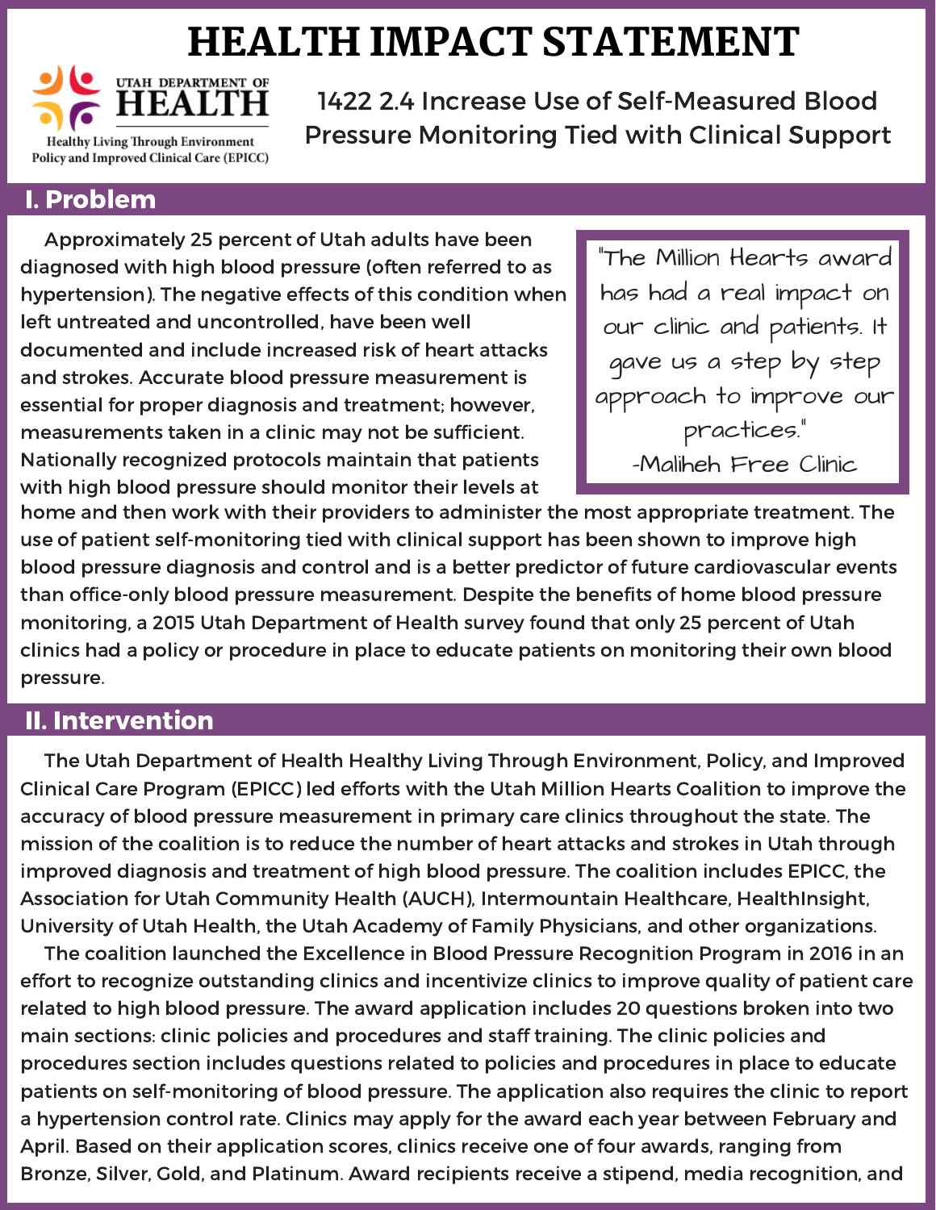# HEALTH IMPACT STATEMENT

UTAH DEPARTMENT OF HEALTH
Healthy Living Through Environment Policy and Improved Clinical Care (EPICC)

## 1422 2.4 Increase Use of Self-Measured Blood Pressure Monitoring Tied with Clinical Support

## I. Problem

> "The Million Hearts award has had a real impact on our clinic and patients. It gave us a step by step approach to improve our practices."
> -Maliheh Free Clinic

Approximately 25 percent of Utah adults have been diagnosed with high blood pressure (often referred to as hypertension). The negative effects of this condition when left untreated and uncontrolled, have been well documented and include increased risk of heart attacks and strokes. Accurate blood pressure measurement is essential for proper diagnosis and treatment; however, measurements taken in a clinic may not be sufficient. Nationally recognized protocols maintain that patients with high blood pressure should monitor their levels at home and then work with their providers to administer the most appropriate treatment. The use of patient self-monitoring tied with clinical support has been shown to improve high blood pressure diagnosis and control and is a better predictor of future cardiovascular events than office-only blood pressure measurement. Despite the benefits of home blood pressure monitoring, a 2015 Utah Department of Health survey found that only 25 percent of Utah clinics had a policy or procedure in place to educate patients on monitoring their own blood pressure.

## II. Intervention

The Utah Department of Health Healthy Living Through Environment, Policy, and Improved Clinical Care Program (EPICC) led efforts with the Utah Million Hearts Coalition to improve the accuracy of blood pressure measurement in primary care clinics throughout the state. The mission of the coalition is to reduce the number of heart attacks and strokes in Utah through improved diagnosis and treatment of high blood pressure. The coalition includes EPICC, the Association for Utah Community Health (AUCH), Intermountain Healthcare, HealthInsight, University of Utah Health, the Utah Academy of Family Physicians, and other organizations.

The coalition launched the Excellence in Blood Pressure Recognition Program in 2016 in an effort to recognize outstanding clinics and incentivize clinics to improve quality of patient care related to high blood pressure. The award application includes 20 questions broken into two main sections: clinic policies and procedures and staff training. The clinic policies and procedures section includes questions related to policies and procedures in place to educate patients on self-monitoring of blood pressure. The application also requires the clinic to report a hypertension control rate. Clinics may apply for the award each year between February and April. Based on their application scores, clinics receive one of four awards, ranging from Bronze, Silver, Gold, and Platinum. Award recipients receive a stipend, media recognition, and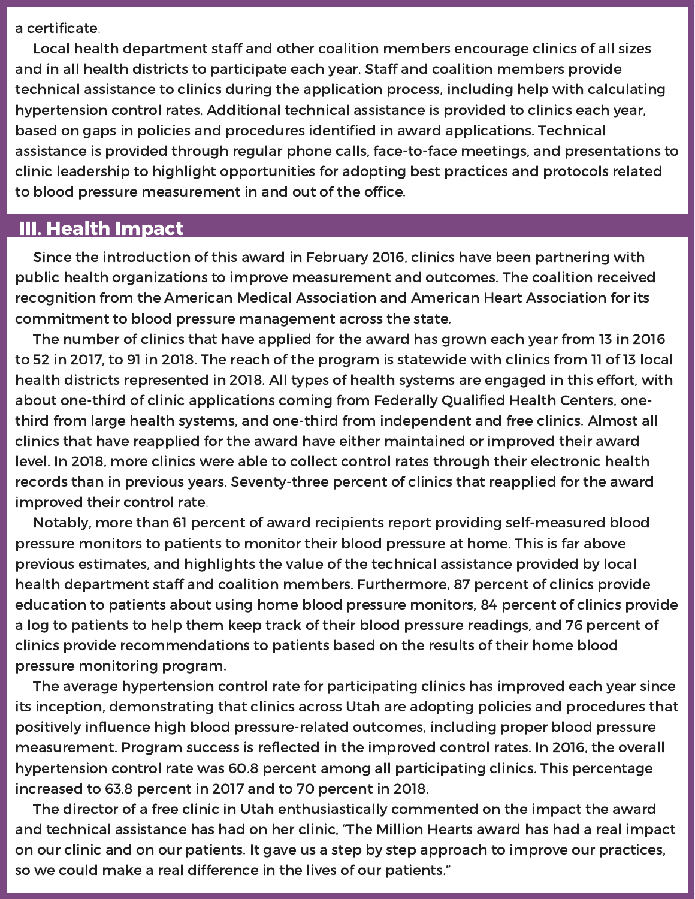a certificate.

Local health department staff and other coalition members encourage clinics of all sizes and in all health districts to participate each year. Staff and coalition members provide technical assistance to clinics during the application process, including help with calculating hypertension control rates. Additional technical assistance is provided to clinics each year, based on gaps in policies and procedures identified in award applications. Technical assistance is provided through regular phone calls, face-to-face meetings, and presentations to clinic leadership to highlight opportunities for adopting best practices and protocols related to blood pressure measurement in and out of the office.

## III. Health Impact

Since the introduction of this award in February 2016, clinics have been partnering with public health organizations to improve measurement and outcomes. The coalition received recognition from the American Medical Association and American Heart Association for its commitment to blood pressure management across the state.

The number of clinics that have applied for the award has grown each year from 13 in 2016 to 52 in 2017, to 91 in 2018. The reach of the program is statewide with clinics from 11 of 13 local health districts represented in 2018. All types of health systems are engaged in this effort, with about one-third of clinic applications coming from Federally Qualified Health Centers, one-third from large health systems, and one-third from independent and free clinics. Almost all clinics that have reapplied for the award have either maintained or improved their award level. In 2018, more clinics were able to collect control rates through their electronic health records than in previous years. Seventy-three percent of clinics that reapplied for the award improved their control rate.

Notably, more than 61 percent of award recipients report providing self-measured blood pressure monitors to patients to monitor their blood pressure at home. This is far above previous estimates, and highlights the value of the technical assistance provided by local health department staff and coalition members. Furthermore, 87 percent of clinics provide education to patients about using home blood pressure monitors, 84 percent of clinics provide a log to patients to help them keep track of their blood pressure readings, and 76 percent of clinics provide recommendations to patients based on the results of their home blood pressure monitoring program.

The average hypertension control rate for participating clinics has improved each year since its inception, demonstrating that clinics across Utah are adopting policies and procedures that positively influence high blood pressure-related outcomes, including proper blood pressure measurement. Program success is reflected in the improved control rates. In 2016, the overall hypertension control rate was 60.8 percent among all participating clinics. This percentage increased to 63.8 percent in 2017 and to 70 percent in 2018.

The director of a free clinic in Utah enthusiastically commented on the impact the award and technical assistance has had on her clinic, "The Million Hearts award has had a real impact on our clinic and on our patients. It gave us a step by step approach to improve our practices, so we could make a real difference in the lives of our patients."